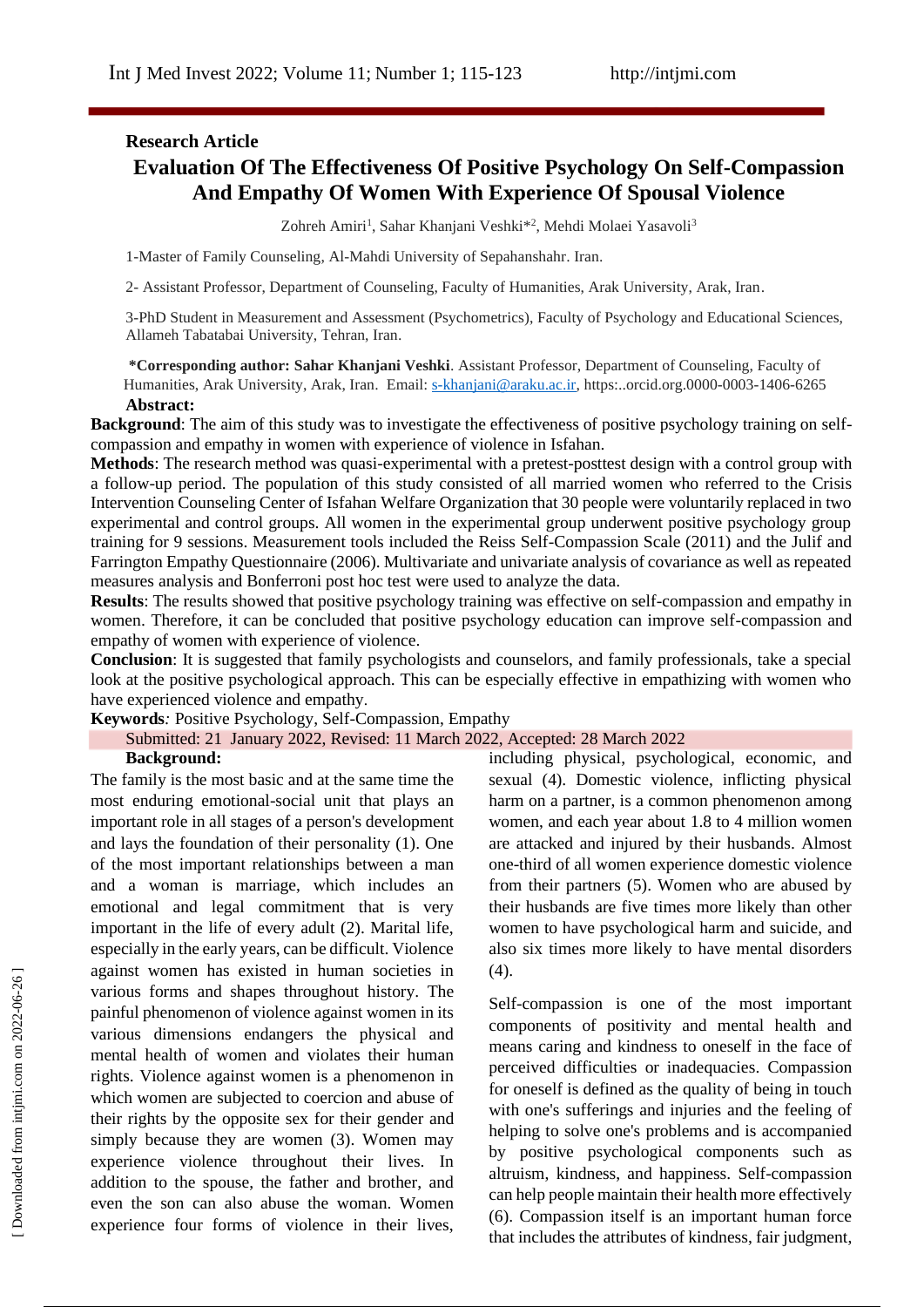Research Article

# Evaluation Of The Effectiveness Of Positive Psychology On Self-Compassion And Empathy Of Women With Experience Of Spousal Violence

Zohreh Amiri[1], Sahar Khanjani Veshki*[2], Mehdi Molaei Yasavoli[3]

1-Master of Family Counseling, Al-Mahdi University of Sepahanshahr. Iran.

2- Assistant Professor, Department of Counseling, Faculty of Humanities, Arak University, Arak, Iran.

3-PhD Student in Measurement and Assessment (Psychometrics), Faculty of Psychology and Educational Sciences, Allameh Tabatabai University, Tehran, Iran.

**\*Corresponding author: Sahar Khanjani Veshki**. Assistant Professor, Department of Counseling, Faculty of Humanities, Arak University, Arak, Iran. Email: s-khanjani@araku.ac.ir, https:..orcid.org.0000-0003-1406-6265

**Abstract:**

**Background**: The aim of this study was to investigate the effectiveness of positive psychology training on self-compassion and empathy in women with experience of violence in Isfahan.

**Methods**: The research method was quasi-experimental with a pretest-posttest design with a control group with a follow-up period. The population of this study consisted of all married women who referred to the Crisis Intervention Counseling Center of Isfahan Welfare Organization that 30 people were voluntarily replaced in two experimental and control groups. All women in the experimental group underwent positive psychology group training for 9 sessions. Measurement tools included the Reiss Self-Compassion Scale (2011) and the Julif and Farrington Empathy Questionnaire (2006). Multivariate and univariate analysis of covariance as well as repeated measures analysis and Bonferroni post hoc test were used to analyze the data.

**Results**: The results showed that positive psychology training was effective on self-compassion and empathy in women. Therefore, it can be concluded that positive psychology education can improve self-compassion and empathy of women with experience of violence.

**Conclusion**: It is suggested that family psychologists and counselors, and family professionals, take a special look at the positive psychological approach. This can be especially effective in empathizing with women who have experienced violence and empathy.

**Keywords***:* Positive Psychology, Self-Compassion, Empathy

Submitted: 21 January 2022, Revised: 11 March 2022, Accepted: 28 March 2022

## Background:

The family is the most basic and at the same time the most enduring emotional-social unit that plays an important role in all stages of a person's development and lays the foundation of their personality (1). One of the most important relationships between a man and a woman is marriage, which includes an emotional and legal commitment that is very important in the life of every adult (2). Marital life, especially in the early years, can be difficult. Violence against women has existed in human societies in various forms and shapes throughout history. The painful phenomenon of violence against women in its various dimensions endangers the physical and mental health of women and violates their human rights. Violence against women is a phenomenon in which women are subjected to coercion and abuse of their rights by the opposite sex for their gender and simply because they are women (3). Women may experience violence throughout their lives. In addition to the spouse, the father and brother, and even the son can also abuse the woman. Women experience four forms of violence in their lives, including physical, psychological, economic, and sexual (4). Domestic violence, inflicting physical harm on a partner, is a common phenomenon among women, and each year about 1.8 to 4 million women are attacked and injured by their husbands. Almost one-third of all women experience domestic violence from their partners (5). Women who are abused by their husbands are five times more likely than other women to have psychological harm and suicide, and also six times more likely to have mental disorders (4).

Self-compassion is one of the most important components of positivity and mental health and means caring and kindness to oneself in the face of perceived difficulties or inadequacies. Compassion for oneself is defined as the quality of being in touch with one's sufferings and injuries and the feeling of helping to solve one's problems and is accompanied by positive psychological components such as altruism, kindness, and happiness. Self-compassion can help people maintain their health more effectively (6). Compassion itself is an important human force that includes the attributes of kindness, fair judgment,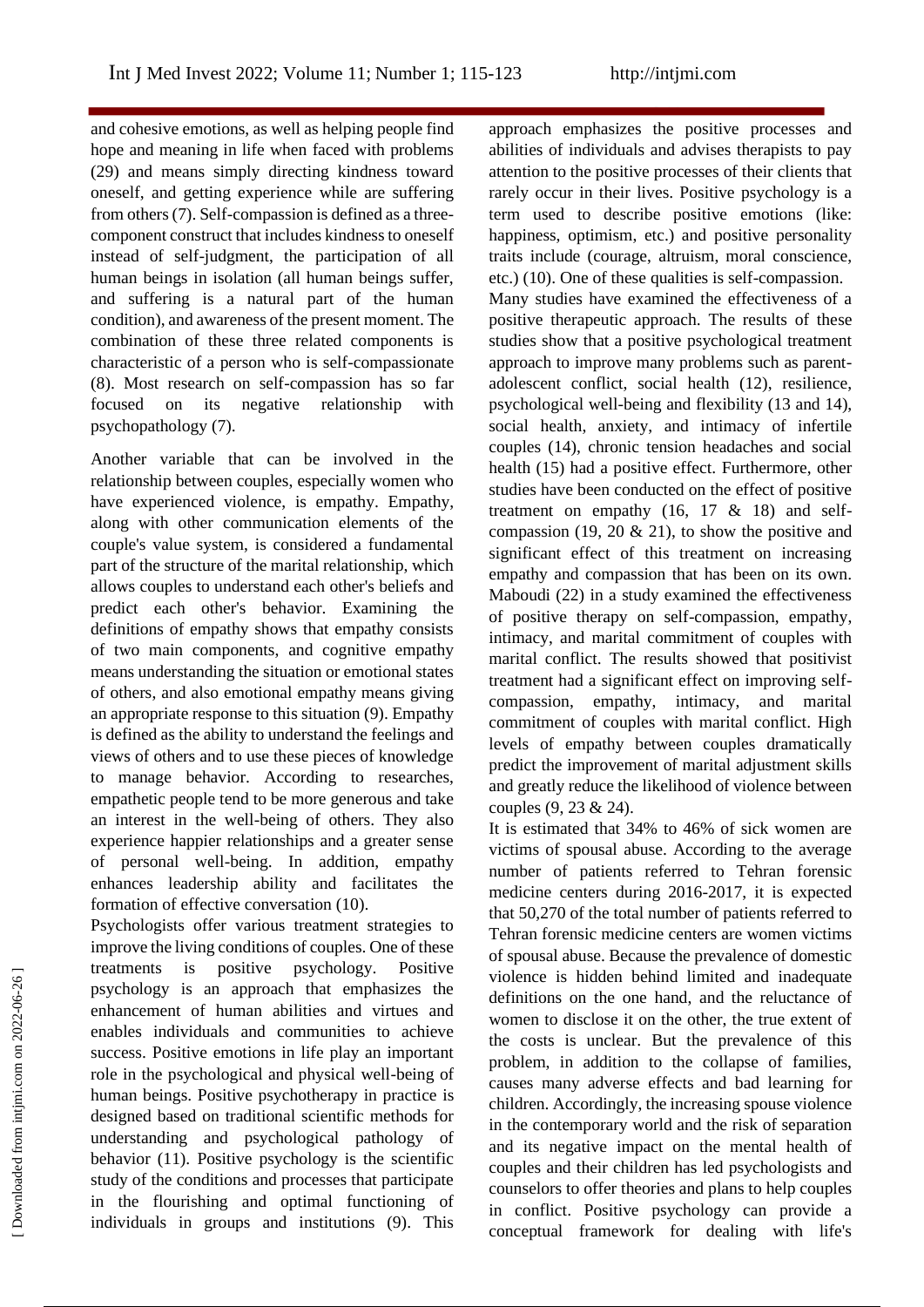and cohesive emotions, as well as helping people find hope and meaning in life when faced with problems (29) and means simply directing kindness toward oneself, and getting experience while are suffering from others (7). Self-compassion is defined as a three-component construct that includes kindness to oneself instead of self-judgment, the participation of all human beings in isolation (all human beings suffer, and suffering is a natural part of the human condition), and awareness of the present moment. The combination of these three related components is characteristic of a person who is self-compassionate (8). Most research on self-compassion has so far focused on its negative relationship with psychopathology (7).

Another variable that can be involved in the relationship between couples, especially women who have experienced violence, is empathy. Empathy, along with other communication elements of the couple's value system, is considered a fundamental part of the structure of the marital relationship, which allows couples to understand each other's beliefs and predict each other's behavior. Examining the definitions of empathy shows that empathy consists of two main components, and cognitive empathy means understanding the situation or emotional states of others, and also emotional empathy means giving an appropriate response to this situation (9). Empathy is defined as the ability to understand the feelings and views of others and to use these pieces of knowledge to manage behavior. According to researches, empathetic people tend to be more generous and take an interest in the well-being of others. They also experience happier relationships and a greater sense of personal well-being. In addition, empathy enhances leadership ability and facilitates the formation of effective conversation (10).

Psychologists offer various treatment strategies to improve the living conditions of couples. One of these treatments is positive psychology. Positive psychology is an approach that emphasizes the enhancement of human abilities and virtues and enables individuals and communities to achieve success. Positive emotions in life play an important role in the psychological and physical well-being of human beings. Positive psychotherapy in practice is designed based on traditional scientific methods for understanding and psychological pathology of behavior (11). Positive psychology is the scientific study of the conditions and processes that participate in the flourishing and optimal functioning of individuals in groups and institutions (9). This approach emphasizes the positive processes and abilities of individuals and advises therapists to pay attention to the positive processes of their clients that rarely occur in their lives. Positive psychology is a term used to describe positive emotions (like: happiness, optimism, etc.) and positive personality traits include (courage, altruism, moral conscience, etc.) (10). One of these qualities is self-compassion.

Many studies have examined the effectiveness of a positive therapeutic approach. The results of these studies show that a positive psychological treatment approach to improve many problems such as parent-adolescent conflict, social health (12), resilience, psychological well-being and flexibility (13 and 14), social health, anxiety, and intimacy of infertile couples (14), chronic tension headaches and social health (15) had a positive effect. Furthermore, other studies have been conducted on the effect of positive treatment on empathy (16, 17 & 18) and self-compassion (19, 20 & 21), to show the positive and significant effect of this treatment on increasing empathy and compassion that has been on its own. Maboudi (22) in a study examined the effectiveness of positive therapy on self-compassion, empathy, intimacy, and marital commitment of couples with marital conflict. The results showed that positivist treatment had a significant effect on improving self-compassion, empathy, intimacy, and marital commitment of couples with marital conflict. High levels of empathy between couples dramatically predict the improvement of marital adjustment skills and greatly reduce the likelihood of violence between couples (9, 23 & 24).

It is estimated that 34% to 46% of sick women are victims of spousal abuse. According to the average number of patients referred to Tehran forensic medicine centers during 2016-2017, it is expected that 50,270 of the total number of patients referred to Tehran forensic medicine centers are women victims of spousal abuse. Because the prevalence of domestic violence is hidden behind limited and inadequate definitions on the one hand, and the reluctance of women to disclose it on the other, the true extent of the costs is unclear. But the prevalence of this problem, in addition to the collapse of families, causes many adverse effects and bad learning for children. Accordingly, the increasing spouse violence in the contemporary world and the risk of separation and its negative impact on the mental health of couples and their children has led psychologists and counselors to offer theories and plans to help couples in conflict. Positive psychology can provide a conceptual framework for dealing with life's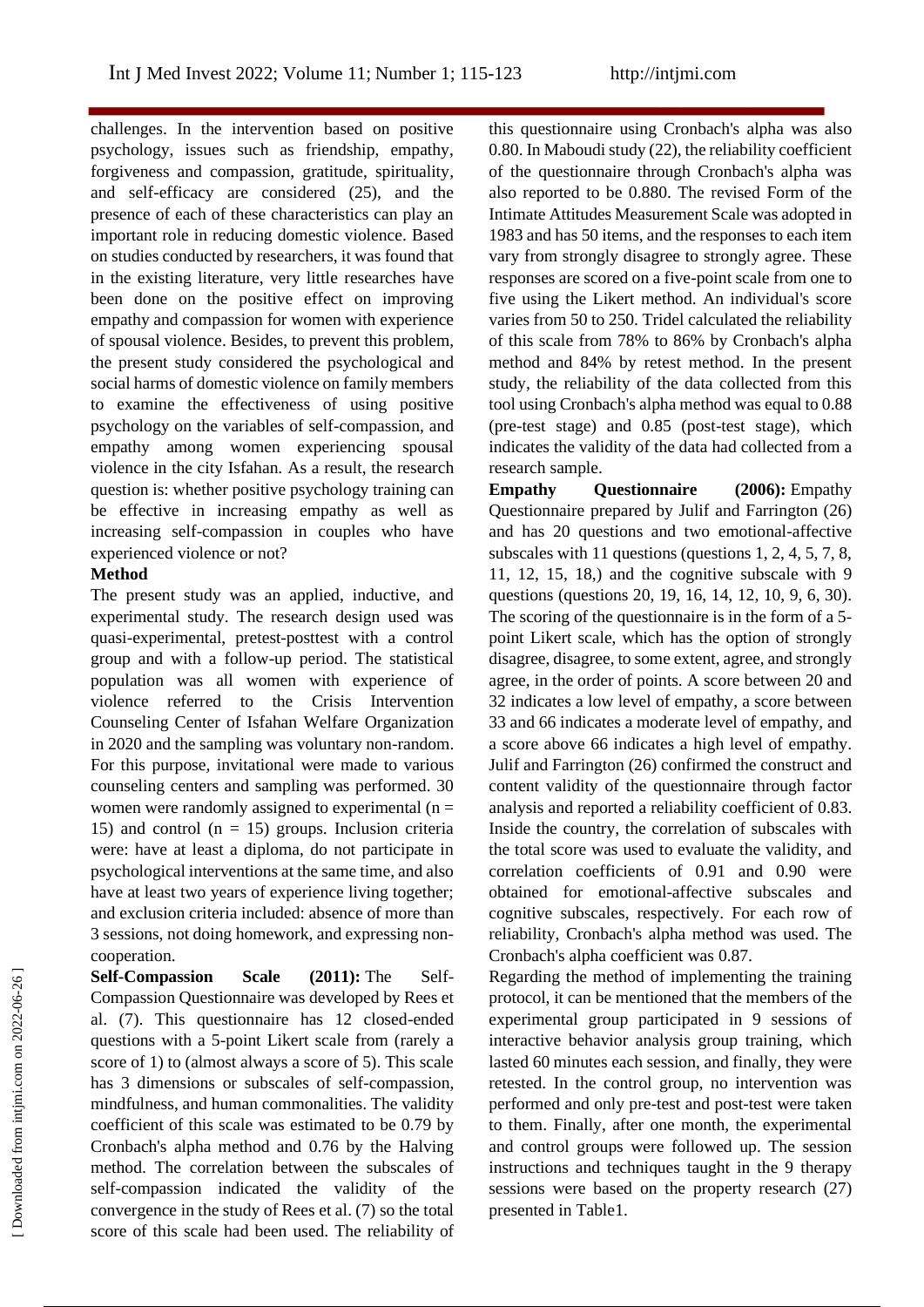challenges. In the intervention based on positive psychology, issues such as friendship, empathy, forgiveness and compassion, gratitude, spirituality, and self-efficacy are considered (25), and the presence of each of these characteristics can play an important role in reducing domestic violence. Based on studies conducted by researchers, it was found that in the existing literature, very little researches have been done on the positive effect on improving empathy and compassion for women with experience of spousal violence. Besides, to prevent this problem, the present study considered the psychological and social harms of domestic violence on family members to examine the effectiveness of using positive psychology on the variables of self-compassion, and empathy among women experiencing spousal violence in the city Isfahan. As a result, the research question is: whether positive psychology training can be effective in increasing empathy as well as increasing self-compassion in couples who have experienced violence or not?

**Method**

The present study was an applied, inductive, and experimental study. The research design used was quasi-experimental, pretest-posttest with a control group and with a follow-up period. The statistical population was all women with experience of violence referred to the Crisis Intervention Counseling Center of Isfahan Welfare Organization in 2020 and the sampling was voluntary non-random. For this purpose, invitational were made to various counseling centers and sampling was performed. 30 women were randomly assigned to experimental (n = 15) and control (n = 15) groups. Inclusion criteria were: have at least a diploma, do not participate in psychological interventions at the same time, and also have at least two years of experience living together; and exclusion criteria included: absence of more than 3 sessions, not doing homework, and expressing non-cooperation.

**Self-Compassion Scale (2011):** The Self-Compassion Questionnaire was developed by Rees et al. (7). This questionnaire has 12 closed-ended questions with a 5-point Likert scale from (rarely a score of 1) to (almost always a score of 5). This scale has 3 dimensions or subscales of self-compassion, mindfulness, and human commonalities. The validity coefficient of this scale was estimated to be 0.79 by Cronbach's alpha method and 0.76 by the Halving method. The correlation between the subscales of self-compassion indicated the validity of the convergence in the study of Rees et al. (7) so the total score of this scale had been used. The reliability of this questionnaire using Cronbach's alpha was also 0.80. In Maboudi study (22), the reliability coefficient of the questionnaire through Cronbach's alpha was also reported to be 0.880. The revised Form of the Intimate Attitudes Measurement Scale was adopted in 1983 and has 50 items, and the responses to each item vary from strongly disagree to strongly agree. These responses are scored on a five-point scale from one to five using the Likert method. An individual's score varies from 50 to 250. Tridel calculated the reliability of this scale from 78% to 86% by Cronbach's alpha method and 84% by retest method. In the present study, the reliability of the data collected from this tool using Cronbach's alpha method was equal to 0.88 (pre-test stage) and 0.85 (post-test stage), which indicates the validity of the data had collected from a research sample.

**Empathy Questionnaire (2006):** Empathy Questionnaire prepared by Julif and Farrington (26) and has 20 questions and two emotional-affective subscales with 11 questions (questions 1, 2, 4, 5, 7, 8, 11, 12, 15, 18,) and the cognitive subscale with 9 questions (questions 20, 19, 16, 14, 12, 10, 9, 6, 30). The scoring of the questionnaire is in the form of a 5-point Likert scale, which has the option of strongly disagree, disagree, to some extent, agree, and strongly agree, in the order of points. A score between 20 and 32 indicates a low level of empathy, a score between 33 and 66 indicates a moderate level of empathy, and a score above 66 indicates a high level of empathy. Julif and Farrington (26) confirmed the construct and content validity of the questionnaire through factor analysis and reported a reliability coefficient of 0.83. Inside the country, the correlation of subscales with the total score was used to evaluate the validity, and correlation coefficients of 0.91 and 0.90 were obtained for emotional-affective subscales and cognitive subscales, respectively. For each row of reliability, Cronbach's alpha method was used. The Cronbach's alpha coefficient was 0.87.

Regarding the method of implementing the training protocol, it can be mentioned that the members of the experimental group participated in 9 sessions of interactive behavior analysis group training, which lasted 60 minutes each session, and finally, they were retested. In the control group, no intervention was performed and only pre-test and post-test were taken to them. Finally, after one month, the experimental and control groups were followed up. The session instructions and techniques taught in the 9 therapy sessions were based on the property research (27) presented in Table1.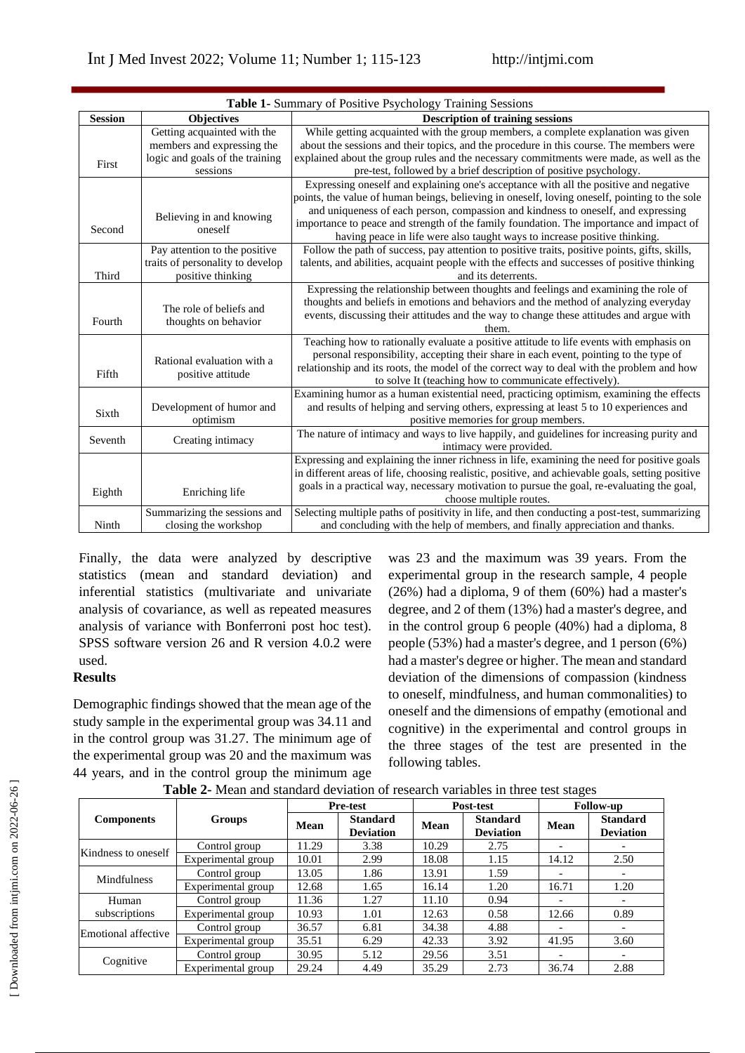**Table 1-** Summary of Positive Psychology Training Sessions

| Session | Objectives | Description of training sessions |
|---|---|---|
| First | Getting acquainted with the members and expressing the logic and goals of the training sessions | While getting acquainted with the group members, a complete explanation was given about the sessions and their topics, and the procedure in this course. The members were explained about the group rules and the necessary commitments were made, as well as the pre-test, followed by a brief description of positive psychology. |
| Second | Believing in and knowing oneself | Expressing oneself and explaining one's acceptance with all the positive and negative points, the value of human beings, believing in oneself, loving oneself, pointing to the sole and uniqueness of each person, compassion and kindness to oneself, and expressing importance to peace and strength of the family foundation. The importance and impact of having peace in life were also taught ways to increase positive thinking. |
| Third | Pay attention to the positive traits of personality to develop positive thinking | Follow the path of success, pay attention to positive traits, positive points, gifts, skills, talents, and abilities, acquaint people with the effects and successes of positive thinking and its deterrents. |
| Fourth | The role of beliefs and thoughts on behavior | Expressing the relationship between thoughts and feelings and examining the role of thoughts and beliefs in emotions and behaviors and the method of analyzing everyday events, discussing their attitudes and the way to change these attitudes and argue with them. |
| Fifth | Rational evaluation with a positive attitude | Teaching how to rationally evaluate a positive attitude to life events with emphasis on personal responsibility, accepting their share in each event, pointing to the type of relationship and its roots, the model of the correct way to deal with the problem and how to solve It (teaching how to communicate effectively). |
| Sixth | Development of humor and optimism | Examining humor as a human existential need, practicing optimism, examining the effects and results of helping and serving others, expressing at least 5 to 10 experiences and positive memories for group members. |
| Seventh | Creating intimacy | The nature of intimacy and ways to live happily, and guidelines for increasing purity and intimacy were provided. |
| Eighth | Enriching life | Expressing and explaining the inner richness in life, examining the need for positive goals in different areas of life, choosing realistic, positive, and achievable goals, setting positive goals in a practical way, necessary motivation to pursue the goal, re-evaluating the goal, choose multiple routes. |
| Ninth | Summarizing the sessions and closing the workshop | Selecting multiple paths of positivity in life, and then conducting a post-test, summarizing and concluding with the help of members, and finally appreciation and thanks. |

Finally, the data were analyzed by descriptive statistics (mean and standard deviation) and inferential statistics (multivariate and univariate analysis of covariance, as well as repeated measures analysis of variance with Bonferroni post hoc test). SPSS software version 26 and R version 4.0.2 were used.

## Results

Demographic findings showed that the mean age of the study sample in the experimental group was 34.11 and in the control group was 31.27. The minimum age of the experimental group was 20 and the maximum was 44 years, and in the control group the minimum age was 23 and the maximum was 39 years. From the experimental group in the research sample, 4 people (26%) had a diploma, 9 of them (60%) had a master's degree, and 2 of them (13%) had a master's degree, and in the control group 6 people (40%) had a diploma, 8 people (53%) had a master's degree, and 1 person (6%) had a master's degree or higher. The mean and standard deviation of the dimensions of compassion (kindness to oneself, mindfulness, and human commonalities) to oneself and the dimensions of empathy (emotional and cognitive) in the experimental and control groups in the three stages of the test are presented in the following tables.

**Table 2-** Mean and standard deviation of research variables in three test stages

| Components | Groups | Pre-test | | Post-test | | Follow-up | |
|---|---|---|---|---|---|---|---|
| | | Mean | Standard Deviation | Mean | Standard Deviation | Mean | Standard Deviation |
| Kindness to oneself | Control group | 11.29 | 3.38 | 10.29 | 2.75 | - | - |
| | Experimental group | 10.01 | 2.99 | 18.08 | 1.15 | 14.12 | 2.50 |
| Mindfulness | Control group | 13.05 | 1.86 | 13.91 | 1.59 | - | - |
| | Experimental group | 12.68 | 1.65 | 16.14 | 1.20 | 16.71 | 1.20 |
| Human subscriptions | Control group | 11.36 | 1.27 | 11.10 | 0.94 | - | - |
| | Experimental group | 10.93 | 1.01 | 12.63 | 0.58 | 12.66 | 0.89 |
| Emotional affective | Control group | 36.57 | 6.81 | 34.38 | 4.88 | - | - |
| | Experimental group | 35.51 | 6.29 | 42.33 | 3.92 | 41.95 | 3.60 |
| Cognitive | Control group | 30.95 | 5.12 | 29.56 | 3.51 | - | - |
| | Experimental group | 29.24 | 4.49 | 35.29 | 2.73 | 36.74 | 2.88 |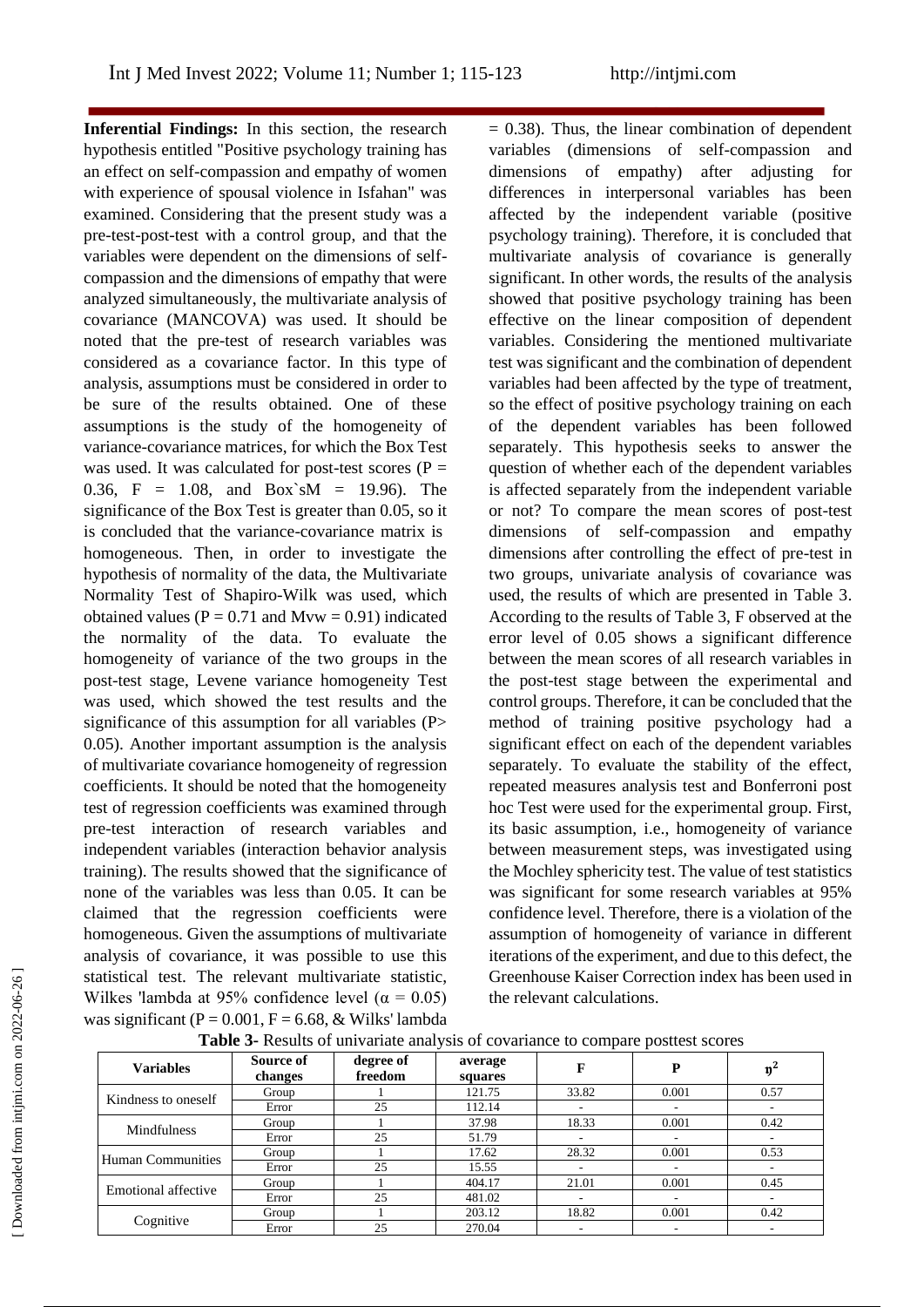**Inferential Findings:** In this section, the research hypothesis entitled "Positive psychology training has an effect on self-compassion and empathy of women with experience of spousal violence in Isfahan" was examined. Considering that the present study was a pre-test-post-test with a control group, and that the variables were dependent on the dimensions of self-compassion and the dimensions of empathy that were analyzed simultaneously, the multivariate analysis of covariance (MANCOVA) was used. It should be noted that the pre-test of research variables was considered as a covariance factor. In this type of analysis, assumptions must be considered in order to be sure of the results obtained. One of these assumptions is the study of the homogeneity of variance-covariance matrices, for which the Box Test was used. It was calculated for post-test scores ($P = 0.36$, $F = 1.08$, and Box`sM = 19.96). The significance of the Box Test is greater than 0.05, so it is concluded that the variance-covariance matrix is homogeneous. Then, in order to investigate the hypothesis of normality of the data, the Multivariate Normality Test of Shapiro-Wilk was used, which obtained values ($P = 0.71$ and Mvw = 0.91) indicated the normality of the data. To evaluate the homogeneity of variance of the two groups in the post-test stage, Levene variance homogeneity Test was used, which showed the test results and the significance of this assumption for all variables ($P > 0.05$). Another important assumption is the analysis of multivariate covariance homogeneity of regression coefficients. It should be noted that the homogeneity test of regression coefficients was examined through pre-test interaction of research variables and independent variables (interaction behavior analysis training). The results showed that the significance of none of the variables was less than 0.05. It can be claimed that the regression coefficients were homogeneous. Given the assumptions of multivariate analysis of covariance, it was possible to use this statistical test. The relevant multivariate statistic, Wilkes 'lambda at 95% confidence level ($\alpha = 0.05$) was significant ($P = 0.001$, $F = 6.68$, & Wilks' lambda = 0.38). Thus, the linear combination of dependent variables (dimensions of self-compassion and dimensions of empathy) after adjusting for differences in interpersonal variables has been affected by the independent variable (positive psychology training). Therefore, it is concluded that multivariate analysis of covariance is generally significant. In other words, the results of the analysis showed that positive psychology training has been effective on the linear composition of dependent variables. Considering the mentioned multivariate test was significant and the combination of dependent variables had been affected by the type of treatment, so the effect of positive psychology training on each of the dependent variables has been followed separately. This hypothesis seeks to answer the question of whether each of the dependent variables is affected separately from the independent variable or not? To compare the mean scores of post-test dimensions of self-compassion and empathy dimensions after controlling the effect of pre-test in two groups, univariate analysis of covariance was used, the results of which are presented in Table 3. According to the results of Table 3, F observed at the error level of 0.05 shows a significant difference between the mean scores of all research variables in the post-test stage between the experimental and control groups. Therefore, it can be concluded that the method of training positive psychology had a significant effect on each of the dependent variables separately. To evaluate the stability of the effect, repeated measures analysis test and Bonferroni post hoc Test were used for the experimental group. First, its basic assumption, i.e., homogeneity of variance between measurement steps, was investigated using the Mochley sphericity test. The value of test statistics was significant for some research variables at 95% confidence level. Therefore, there is a violation of the assumption of homogeneity of variance in different iterations of the experiment, and due to this defect, the Greenhouse Kaiser Correction index has been used in the relevant calculations.

**Table 3-** Results of univariate analysis of covariance to compare posttest scores

| Variables | Source of changes | degree of freedom | average squares | F | P | $\eta^2$ |
|---|---|---|---|---|---|---|
| Kindness to oneself | Group | 1 | 121.75 | 33.82 | 0.001 | 0.57 |
| | Error | 25 | 112.14 | - | - | - |
| Mindfulness | Group | 1 | 37.98 | 18.33 | 0.001 | 0.42 |
| | Error | 25 | 51.79 | - | - | - |
| Human Communities | Group | 1 | 17.62 | 28.32 | 0.001 | 0.53 |
| | Error | 25 | 15.55 | - | - | - |
| Emotional affective | Group | 1 | 404.17 | 21.01 | 0.001 | 0.45 |
| | Error | 25 | 481.02 | - | - | - |
| Cognitive | Group | 1 | 203.12 | 18.82 | 0.001 | 0.42 |
| | Error | 25 | 270.04 | - | - | - |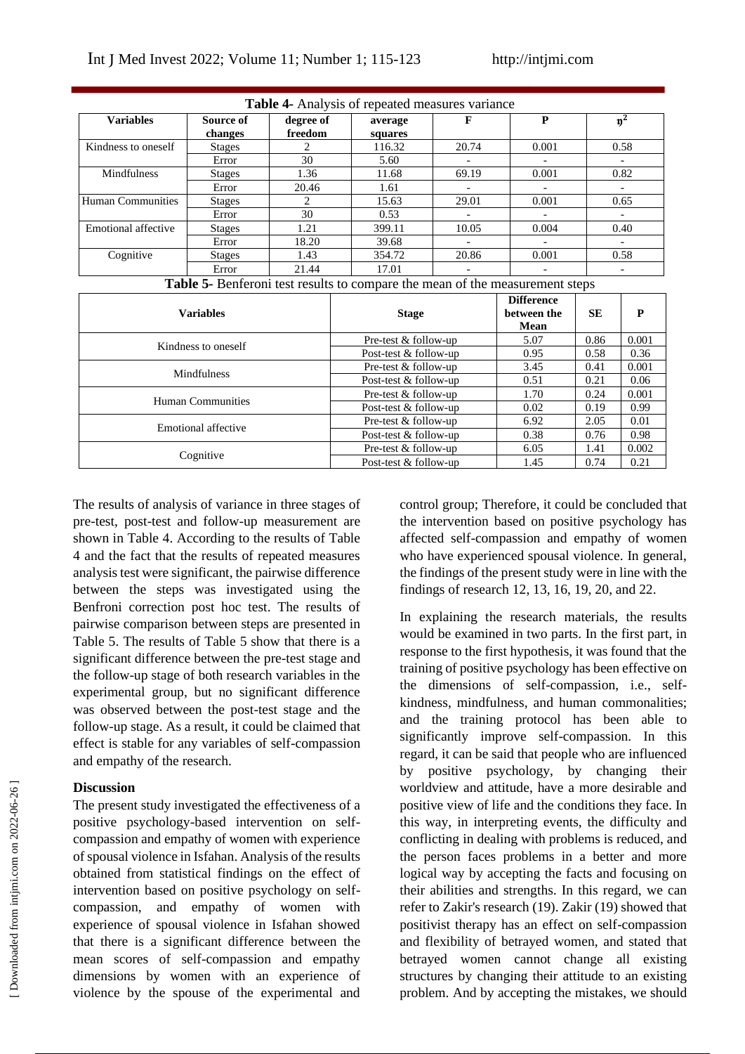**Table 4-** Analysis of repeated measures variance

| Variables | Source of changes | degree of freedom | average squares | F | P | $\eta^2$ |
|---|---|---|---|---|---|---|
| Kindness to oneself | Stages | 2 | 116.32 | 20.74 | 0.001 | 0.58 |
| | Error | 30 | 5.60 | - | - | - |
| Mindfulness | Stages | 1.36 | 11.68 | 69.19 | 0.001 | 0.82 |
| | Error | 20.46 | 1.61 | - | - | - |
| Human Communities | Stages | 2 | 15.63 | 29.01 | 0.001 | 0.65 |
| | Error | 30 | 0.53 | - | - | - |
| Emotional affective | Stages | 1.21 | 399.11 | 10.05 | 0.004 | 0.40 |
| | Error | 18.20 | 39.68 | - | - | - |
| Cognitive | Stages | 1.43 | 354.72 | 20.86 | 0.001 | 0.58 |
| | Error | 21.44 | 17.01 | - | - | - |

**Table 5-** Benferoni test results to compare the mean of the measurement steps

| Variables | Stage | Difference between the Mean | SE | P |
|---|---|---|---|---|
| Kindness to oneself | Pre-test & follow-up | 5.07 | 0.86 | 0.001 |
| | Post-test & follow-up | 0.95 | 0.58 | 0.36 |
| Mindfulness | Pre-test & follow-up | 3.45 | 0.41 | 0.001 |
| | Post-test & follow-up | 0.51 | 0.21 | 0.06 |
| Human Communities | Pre-test & follow-up | 1.70 | 0.24 | 0.001 |
| | Post-test & follow-up | 0.02 | 0.19 | 0.99 |
| Emotional affective | Pre-test & follow-up | 6.92 | 2.05 | 0.01 |
| | Post-test & follow-up | 0.38 | 0.76 | 0.98 |
| Cognitive | Pre-test & follow-up | 6.05 | 1.41 | 0.002 |
| | Post-test & follow-up | 1.45 | 0.74 | 0.21 |

The results of analysis of variance in three stages of pre-test, post-test and follow-up measurement are shown in Table 4. According to the results of Table 4 and the fact that the results of repeated measures analysis test were significant, the pairwise difference between the steps was investigated using the Benfroni correction post hoc test. The results of pairwise comparison between steps are presented in Table 5. The results of Table 5 show that there is a significant difference between the pre-test stage and the follow-up stage of both research variables in the experimental group, but no significant difference was observed between the post-test stage and the follow-up stage. As a result, it could be claimed that effect is stable for any variables of self-compassion and empathy of the research.

## Discussion

The present study investigated the effectiveness of a positive psychology-based intervention on self-compassion and empathy of women with experience of spousal violence in Isfahan. Analysis of the results obtained from statistical findings on the effect of intervention based on positive psychology on self-compassion, and empathy of women with experience of spousal violence in Isfahan showed that there is a significant difference between the mean scores of self-compassion and empathy dimensions by women with an experience of violence by the spouse of the experimental and control group; Therefore, it could be concluded that the intervention based on positive psychology has affected self-compassion and empathy of women who have experienced spousal violence. In general, the findings of the present study were in line with the findings of research 12, 13, 16, 19, 20, and 22.

In explaining the research materials, the results would be examined in two parts. In the first part, in response to the first hypothesis, it was found that the training of positive psychology has been effective on the dimensions of self-compassion, i.e., self-kindness, mindfulness, and human commonalities; and the training protocol has been able to significantly improve self-compassion. In this regard, it can be said that people who are influenced by positive psychology, by changing their worldview and attitude, have a more desirable and positive view of life and the conditions they face. In this way, in interpreting events, the difficulty and conflicting in dealing with problems is reduced, and the person faces problems in a better and more logical way by accepting the facts and focusing on their abilities and strengths. In this regard, we can refer to Zakir's research (19). Zakir (19) showed that positivist therapy has an effect on self-compassion and flexibility of betrayed women, and stated that betrayed women cannot change all existing structures by changing their attitude to an existing problem. And by accepting the mistakes, we should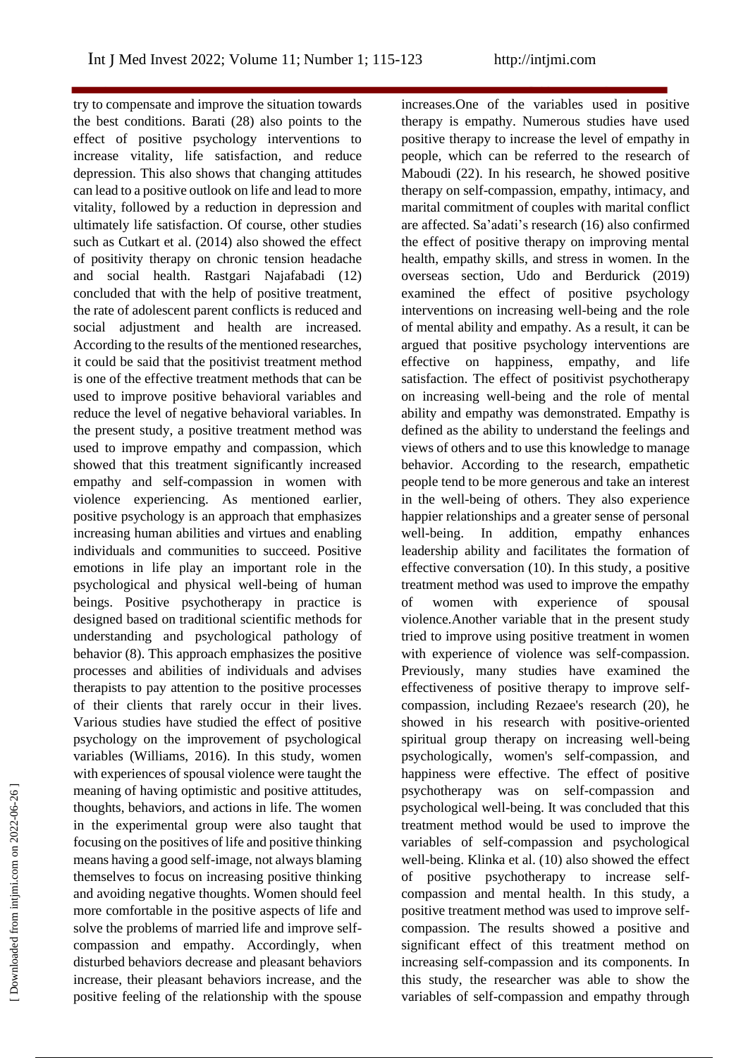try to compensate and improve the situation towards the best conditions. Barati (28) also points to the effect of positive psychology interventions to increase vitality, life satisfaction, and reduce depression. This also shows that changing attitudes can lead to a positive outlook on life and lead to more vitality, followed by a reduction in depression and ultimately life satisfaction. Of course, other studies such as Cutkart et al. (2014) also showed the effect of positivity therapy on chronic tension headache and social health. Rastgari Najafabadi (12) concluded that with the help of positive treatment, the rate of adolescent parent conflicts is reduced and social adjustment and health are increased. According to the results of the mentioned researches, it could be said that the positivist treatment method is one of the effective treatment methods that can be used to improve positive behavioral variables and reduce the level of negative behavioral variables. In the present study, a positive treatment method was used to improve empathy and compassion, which showed that this treatment significantly increased empathy and self-compassion in women with violence experiencing. As mentioned earlier, positive psychology is an approach that emphasizes increasing human abilities and virtues and enabling individuals and communities to succeed. Positive emotions in life play an important role in the psychological and physical well-being of human beings. Positive psychotherapy in practice is designed based on traditional scientific methods for understanding and psychological pathology of behavior (8). This approach emphasizes the positive processes and abilities of individuals and advises therapists to pay attention to the positive processes of their clients that rarely occur in their lives. Various studies have studied the effect of positive psychology on the improvement of psychological variables (Williams, 2016). In this study, women with experiences of spousal violence were taught the meaning of having optimistic and positive attitudes, thoughts, behaviors, and actions in life. The women in the experimental group were also taught that focusing on the positives of life and positive thinking means having a good self-image, not always blaming themselves to focus on increasing positive thinking and avoiding negative thoughts. Women should feel more comfortable in the positive aspects of life and solve the problems of married life and improve self-compassion and empathy. Accordingly, when disturbed behaviors decrease and pleasant behaviors increase, their pleasant behaviors increase, and the positive feeling of the relationship with the spouse increases.One of the variables used in positive therapy is empathy. Numerous studies have used positive therapy to increase the level of empathy in people, which can be referred to the research of Maboudi (22). In his research, he showed positive therapy on self-compassion, empathy, intimacy, and marital commitment of couples with marital conflict are affected. Sa'adati's research (16) also confirmed the effect of positive therapy on improving mental health, empathy skills, and stress in women. In the overseas section, Udo and Berdurick (2019) examined the effect of positive psychology interventions on increasing well-being and the role of mental ability and empathy. As a result, it can be argued that positive psychology interventions are effective on happiness, empathy, and life satisfaction. The effect of positivist psychotherapy on increasing well-being and the role of mental ability and empathy was demonstrated. Empathy is defined as the ability to understand the feelings and views of others and to use this knowledge to manage behavior. According to the research, empathetic people tend to be more generous and take an interest in the well-being of others. They also experience happier relationships and a greater sense of personal well-being. In addition, empathy enhances leadership ability and facilitates the formation of effective conversation (10). In this study, a positive treatment method was used to improve the empathy of women with experience of spousal violence.Another variable that in the present study tried to improve using positive treatment in women with experience of violence was self-compassion. Previously, many studies have examined the effectiveness of positive therapy to improve self-compassion, including Rezaee's research (20), he showed in his research with positive-oriented spiritual group therapy on increasing well-being psychologically, women's self-compassion, and happiness were effective. The effect of positive psychotherapy was on self-compassion and psychological well-being. It was concluded that this treatment method would be used to improve the variables of self-compassion and psychological well-being. Klinka et al. (10) also showed the effect of positive psychotherapy to increase self-compassion and mental health. In this study, a positive treatment method was used to improve self-compassion. The results showed a positive and significant effect of this treatment method on increasing self-compassion and its components. In this study, the researcher was able to show the variables of self-compassion and empathy through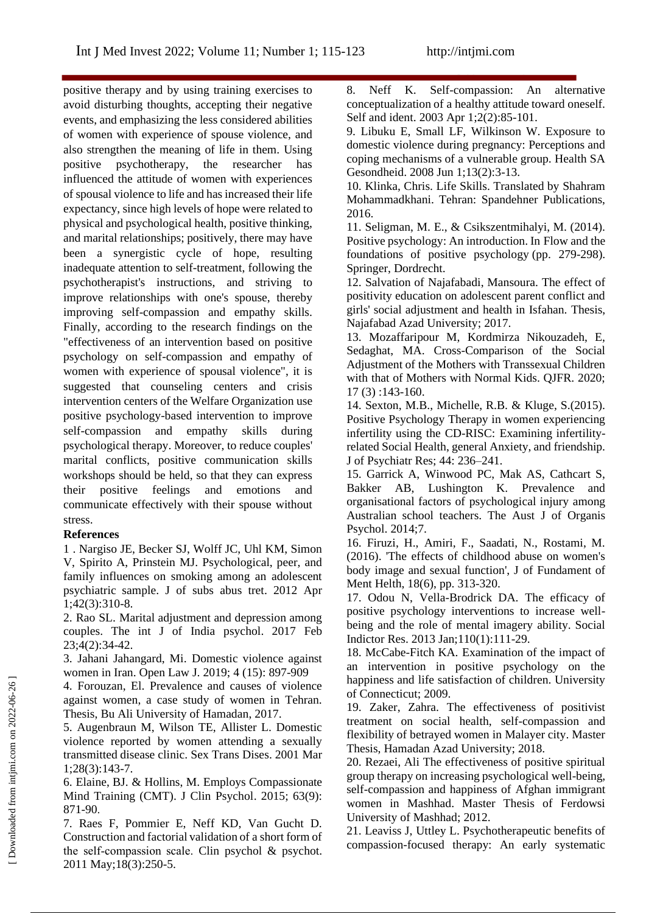positive therapy and by using training exercises to avoid disturbing thoughts, accepting their negative events, and emphasizing the less considered abilities of women with experience of spouse violence, and also strengthen the meaning of life in them. Using positive psychotherapy, the researcher has influenced the attitude of women with experiences of spousal violence to life and has increased their life expectancy, since high levels of hope were related to physical and psychological health, positive thinking, and marital relationships; positively, there may have been a synergistic cycle of hope, resulting inadequate attention to self-treatment, following the psychotherapist's instructions, and striving to improve relationships with one's spouse, thereby improving self-compassion and empathy skills. Finally, according to the research findings on the "effectiveness of an intervention based on positive psychology on self-compassion and empathy of women with experience of spousal violence", it is suggested that counseling centers and crisis intervention centers of the Welfare Organization use positive psychology-based intervention to improve self-compassion and empathy skills during psychological therapy. Moreover, to reduce couples' marital conflicts, positive communication skills workshops should be held, so that they can express their positive feelings and emotions and communicate effectively with their spouse without stress.

**References**

1 . Nargiso JE, Becker SJ, Wolff JC, Uhl KM, Simon V, Spirito A, Prinstein MJ. Psychological, peer, and family influences on smoking among an adolescent psychiatric sample. J of subs abus tret. 2012 Apr 1;42(3):310-8.

2. Rao SL. Marital adjustment and depression among couples. The int J of India psychol. 2017 Feb 23;4(2):34-42.

3. Jahani Jahangard, Mi. Domestic violence against women in Iran. Open Law J. 2019; 4 (15): 897-909

4. Forouzan, El. Prevalence and causes of violence against women, a case study of women in Tehran. Thesis, Bu Ali University of Hamadan, 2017.

5. Augenbraun M, Wilson TE, Allister L. Domestic violence reported by women attending a sexually transmitted disease clinic. Sex Trans Dises. 2001 Mar 1;28(3):143-7.

6. Elaine, BJ. & Hollins, M. Employs Compassionate Mind Training (CMT). J Clin Psychol. 2015; 63(9): 871-90.

7. Raes F, Pommier E, Neff KD, Van Gucht D. Construction and factorial validation of a short form of the self-compassion scale. Clin psychol & psychot. 2011 May;18(3):250-5.

8. Neff K. Self-compassion: An alternative conceptualization of a healthy attitude toward oneself. Self and ident. 2003 Apr 1;2(2):85-101.

9. Libuku E, Small LF, Wilkinson W. Exposure to domestic violence during pregnancy: Perceptions and coping mechanisms of a vulnerable group. Health SA Gesondheid. 2008 Jun 1;13(2):3-13.

10. Klinka, Chris. Life Skills. Translated by Shahram Mohammadkhani. Tehran: Spandehner Publications, 2016.

11. Seligman, M. E., & Csikszentmihalyi, M. (2014). Positive psychology: An introduction. In Flow and the foundations of positive psychology (pp. 279-298). Springer, Dordrecht.

12. Salvation of Najafabadi, Mansoura. The effect of positivity education on adolescent parent conflict and girls' social adjustment and health in Isfahan. Thesis, Najafabad Azad University; 2017.

13. Mozaffaripour M, Kordmirza Nikouzadeh, E, Sedaghat, MA. Cross-Comparison of the Social Adjustment of the Mothers with Transsexual Children with that of Mothers with Normal Kids. QJFR. 2020; 17 (3) :143-160.

14. Sexton, M.B., Michelle, R.B. & Kluge, S.(2015). Positive Psychology Therapy in women experiencing infertility using the CD-RISC: Examining infertility-related Social Health, general Anxiety, and friendship. J of Psychiatr Res; 44: 236–241.

15. Garrick A, Winwood PC, Mak AS, Cathcart S, Bakker AB, Lushington K. Prevalence and organisational factors of psychological injury among Australian school teachers. The Aust J of Organis Psychol. 2014;7.

16. Firuzi, H., Amiri, F., Saadati, N., Rostami, M. (2016). 'The effects of childhood abuse on women's body image and sexual function', J of Fundament of Ment Helth, 18(6), pp. 313-320.

17. Odou N, Vella-Brodrick DA. The efficacy of positive psychology interventions to increase well-being and the role of mental imagery ability. Social Indictor Res. 2013 Jan;110(1):111-29.

18. McCabe-Fitch KA. Examination of the impact of an intervention in positive psychology on the happiness and life satisfaction of children. University of Connecticut; 2009.

19. Zaker, Zahra. The effectiveness of positivist treatment on social health, self-compassion and flexibility of betrayed women in Malayer city. Master Thesis, Hamadan Azad University; 2018.

20. Rezaei, Ali The effectiveness of positive spiritual group therapy on increasing psychological well-being, self-compassion and happiness of Afghan immigrant women in Mashhad. Master Thesis of Ferdowsi University of Mashhad; 2012.

21. Leaviss J, Uttley L. Psychotherapeutic benefits of compassion-focused therapy: An early systematic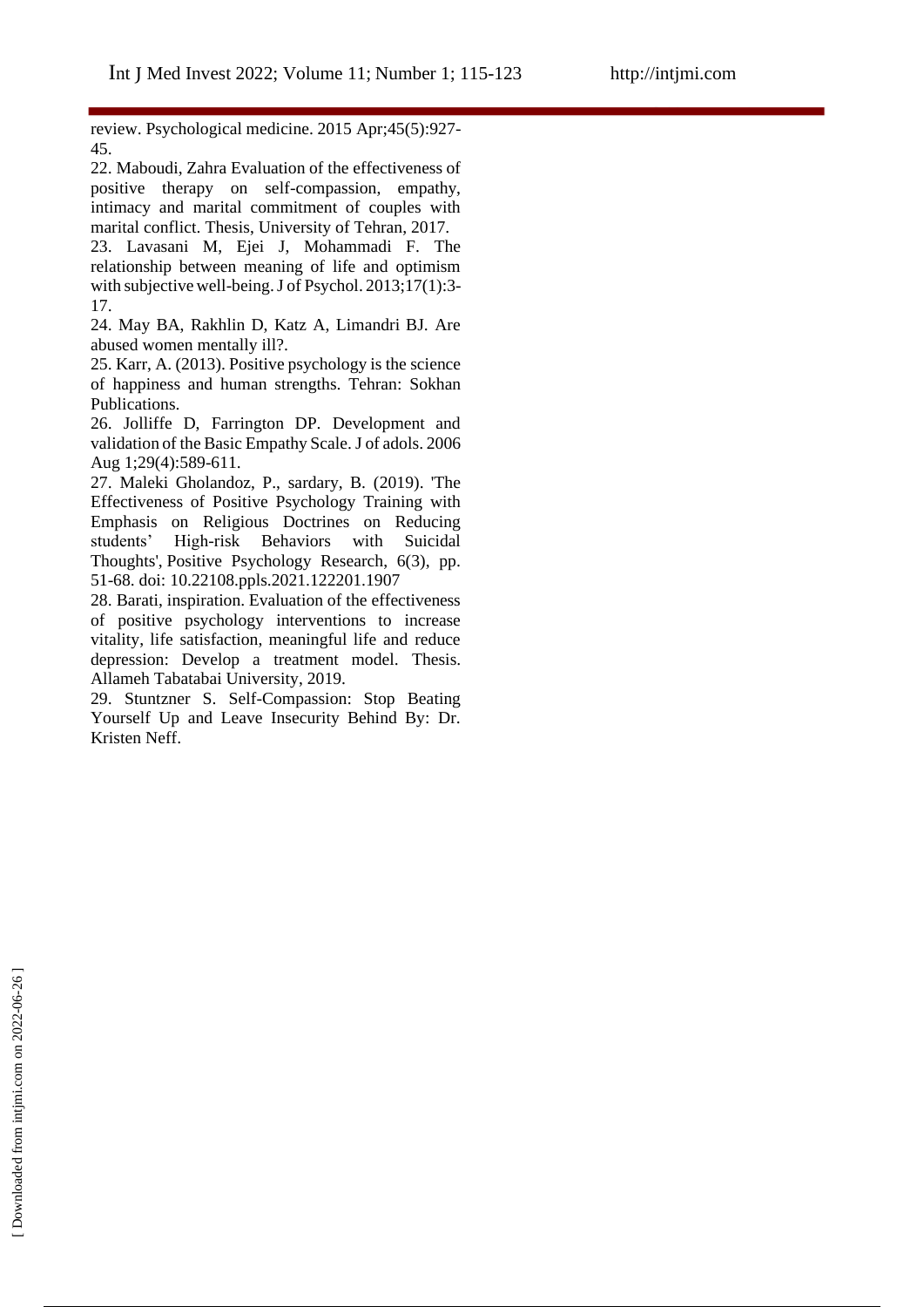review. Psychological medicine. 2015 Apr;45(5):927-45.

22. Maboudi, Zahra Evaluation of the effectiveness of positive therapy on self-compassion, empathy, intimacy and marital commitment of couples with marital conflict. Thesis, University of Tehran, 2017.

23. Lavasani M, Ejei J, Mohammadi F. The relationship between meaning of life and optimism with subjective well-being. J of Psychol. 2013;17(1):3-17.

24. May BA, Rakhlin D, Katz A, Limandri BJ. Are abused women mentally ill?.

25. Karr, A. (2013). Positive psychology is the science of happiness and human strengths. Tehran: Sokhan Publications.

26. Jolliffe D, Farrington DP. Development and validation of the Basic Empathy Scale. J of adols. 2006 Aug 1;29(4):589-611.

27. Maleki Gholandoz, P., sardary, B. (2019). 'The Effectiveness of Positive Psychology Training with Emphasis on Religious Doctrines on Reducing students' High-risk Behaviors with Suicidal Thoughts', Positive Psychology Research, 6(3), pp. 51-68. doi: 10.22108.ppls.2021.122201.1907

28. Barati, inspiration. Evaluation of the effectiveness of positive psychology interventions to increase vitality, life satisfaction, meaningful life and reduce depression: Develop a treatment model. Thesis. Allameh Tabatabai University, 2019.

29. Stuntzner S. Self-Compassion: Stop Beating Yourself Up and Leave Insecurity Behind By: Dr. Kristen Neff.